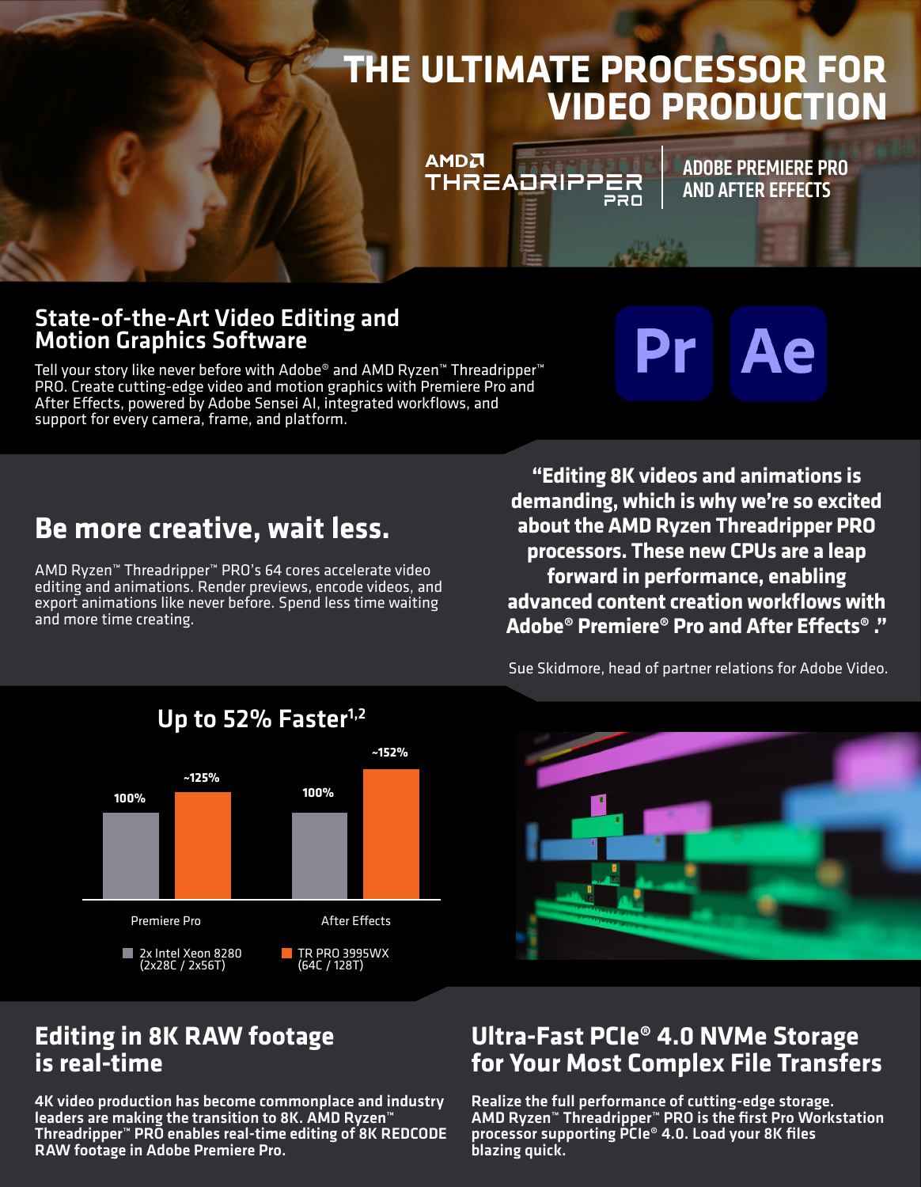# THE ULTIMATE PROCESSOR FOR VIDEO PRODUCTION

AMD THREADRIPPER PRO

ADOBE PREMIERE PRO AND AFTER EFFECTS

## State-of-the-Art Video Editing and Motion Graphics Software

Tell your story like never before with Adobe® and AMD Ryzen™ Threadripper™ PRO. Create cutting-edge video and motion graphics with Premiere Pro and After Effects, powered by Adobe Sensei AI, integrated workflows, and support for every camera, frame, and platform.

## Be more creative, wait less.

AMD Ryzen™ Threadripper™ PRO's 64 cores accelerate video editing and animations. Render previews, encode videos, and export animations like never before. Spend less time waiting and more time creating.

**"Editing 8K videos and animations is demanding, which is why we're so excited about the AMD Ryzen Threadripper PRO processors. These new CPUs are a leap forward in performance, enabling advanced content creation workflows with Adobe® Premiere® Pro and After Effects® ."**

Sue Skidmore, head of partner relations for Adobe Video.

## Up to 52% Faster[1,2]

| | 2x Intel Xeon 8280 (2x28C / 2x56T) | TR PRO 3995WX (64C / 128T) |
|---|---|---|
| Premiere Pro | 100% | ~125% |
| After Effects | 100% | ~152% |

## Editing in 8K RAW footage is real-time

**4K video production has become commonplace and industry leaders are making the transition to 8K. AMD Ryzen™ Threadripper™ PRO enables real-time editing of 8K REDCODE RAW footage in Adobe Premiere Pro.**

## Ultra-Fast PCIe® 4.0 NVMe Storage for Your Most Complex File Transfers

**Realize the full performance of cutting-edge storage. AMD Ryzen™ Threadripper™ PRO is the first Pro Workstation processor supporting PCIe® 4.0. Load your 8K files blazing quick.**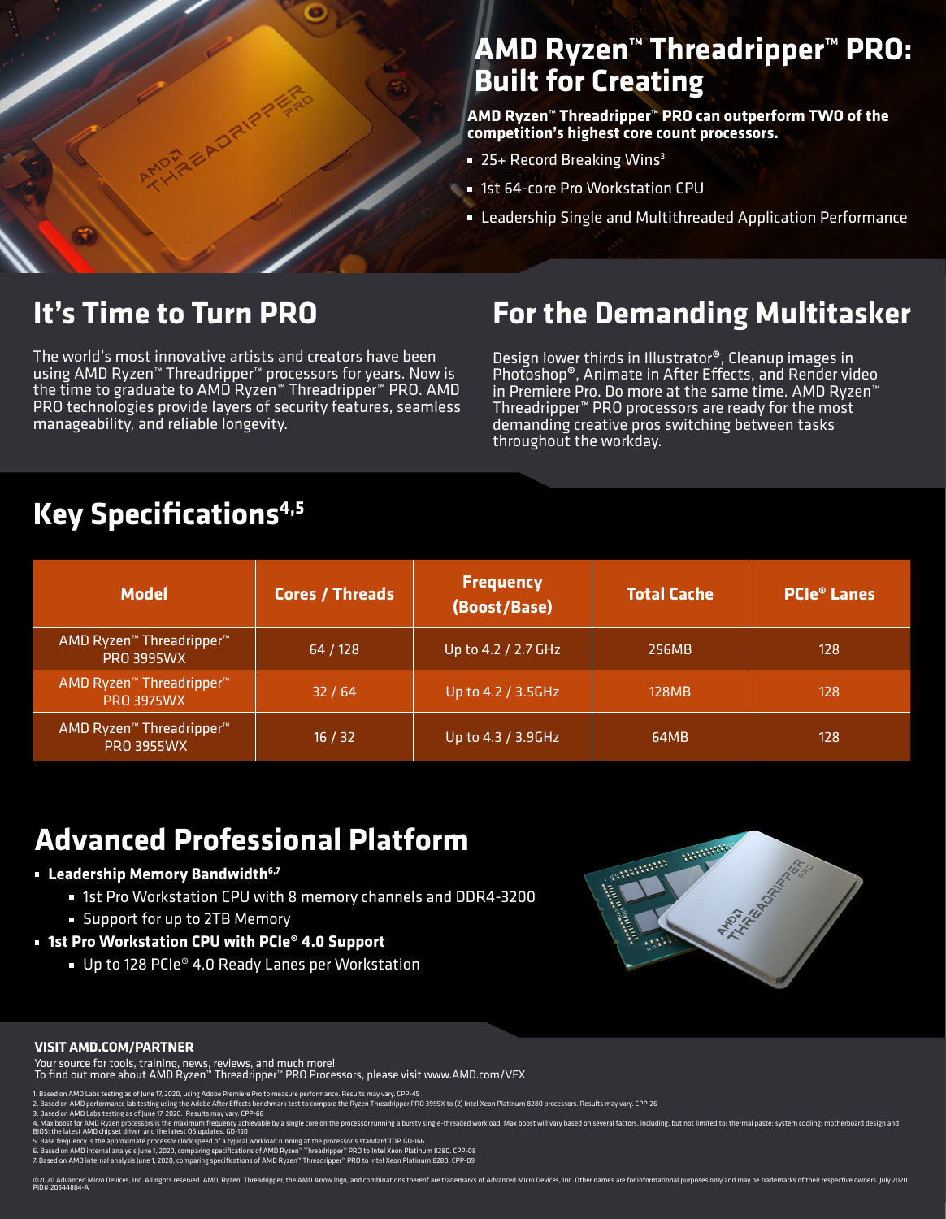# AMD Ryzen™ Threadripper™ PRO: Built for Creating

**AMD Ryzen™ Threadripper™ PRO can outperform TWO of the competition's highest core count processors.**

- 25+ Record Breaking Wins[3]
- 1st 64-core Pro Workstation CPU
- Leadership Single and Multithreaded Application Performance

## It's Time to Turn PRO

The world's most innovative artists and creators have been using AMD Ryzen™ Threadripper™ processors for years. Now is the time to graduate to AMD Ryzen™ Threadripper™ PRO. AMD PRO technologies provide layers of security features, seamless manageability, and reliable longevity.

## For the Demanding Multitasker

Design lower thirds in Illustrator®, Cleanup images in Photoshop®, Animate in After Effects, and Render video in Premiere Pro. Do more at the same time. AMD Ryzen™ Threadripper™ PRO processors are ready for the most demanding creative pros switching between tasks throughout the workday.

## Key Specifications[4,5]

| Model | Cores / Threads | Frequency (Boost/Base) | Total Cache | PCIe® Lanes |
|---|---|---|---|---|
| AMD Ryzen™ Threadripper™ PRO 3995WX | 64 / 128 | Up to 4.2 / 2.7 GHz | 256MB | 128 |
| AMD Ryzen™ Threadripper™ PRO 3975WX | 32 / 64 | Up to 4.2 / 3.5GHz | 128MB | 128 |
| AMD Ryzen™ Threadripper™ PRO 3955WX | 16 / 32 | Up to 4.3 / 3.9GHz | 64MB | 128 |

## Advanced Professional Platform

- **Leadership Memory Bandwidth[6,7]**
  - 1st Pro Workstation CPU with 8 memory channels and DDR4-3200
  - Support for up to 2TB Memory
- **1st Pro Workstation CPU with PCIe® 4.0 Support**
  - Up to 128 PCIe® 4.0 Ready Lanes per Workstation

**VISIT AMD.COM/PARTNER**

Your source for tools, training, news, reviews, and much more!
To find out more about AMD Ryzen™ Threadripper™ PRO Processors, please visit www.AMD.com/VFX

1. Based on AMD Labs testing as of June 17, 2020, using Adobe Premiere Pro to measure performance. Results may vary. CPP-45
2. Based on AMD performance lab testing using the Adobe After Effects benchmark test to compare the Ryzen Threadripper PRO 3995X to (2) Intel Xeon Platinum 8280 processors. Results may vary. CPP-26
3. Based on AMD Labs testing as of June 17, 2020. Results may vary. CPP-66
4. Max boost for AMD Ryzen processors is the maximum frequency achievable by a single core on the processor running a bursty single-threaded workload. Max boost will vary based on several factors, including, but not limited to: thermal paste; system cooling; motherboard design and BIOS; the latest AMD chipset driver; and the latest OS updates. GD-150
5. Base frequency is the approximate processor clock speed of a typical workload running at the processor's standard TDP. GD-166
6. Based on AMD internal analysis June 1, 2020, comparing specifications of AMD Ryzen™ Threadripper™ PRO to Intel Xeon Platinum 8280. CPP-08
7. Based on AMD internal analysis June 1, 2020, comparing specifications of AMD Ryzen™ Threadripper™ PRO to Intel Xeon Platinum 8280. CPP-09

©2020 Advanced Micro Devices, Inc. All rights reserved. AMD, Ryzen, Threadripper, the AMD Arrow logo, and combinations thereof are trademarks of Advanced Micro Devices, Inc. Other names are for informational purposes only and may be trademarks of their respective owners. July 2020.
PID# 20544864-A